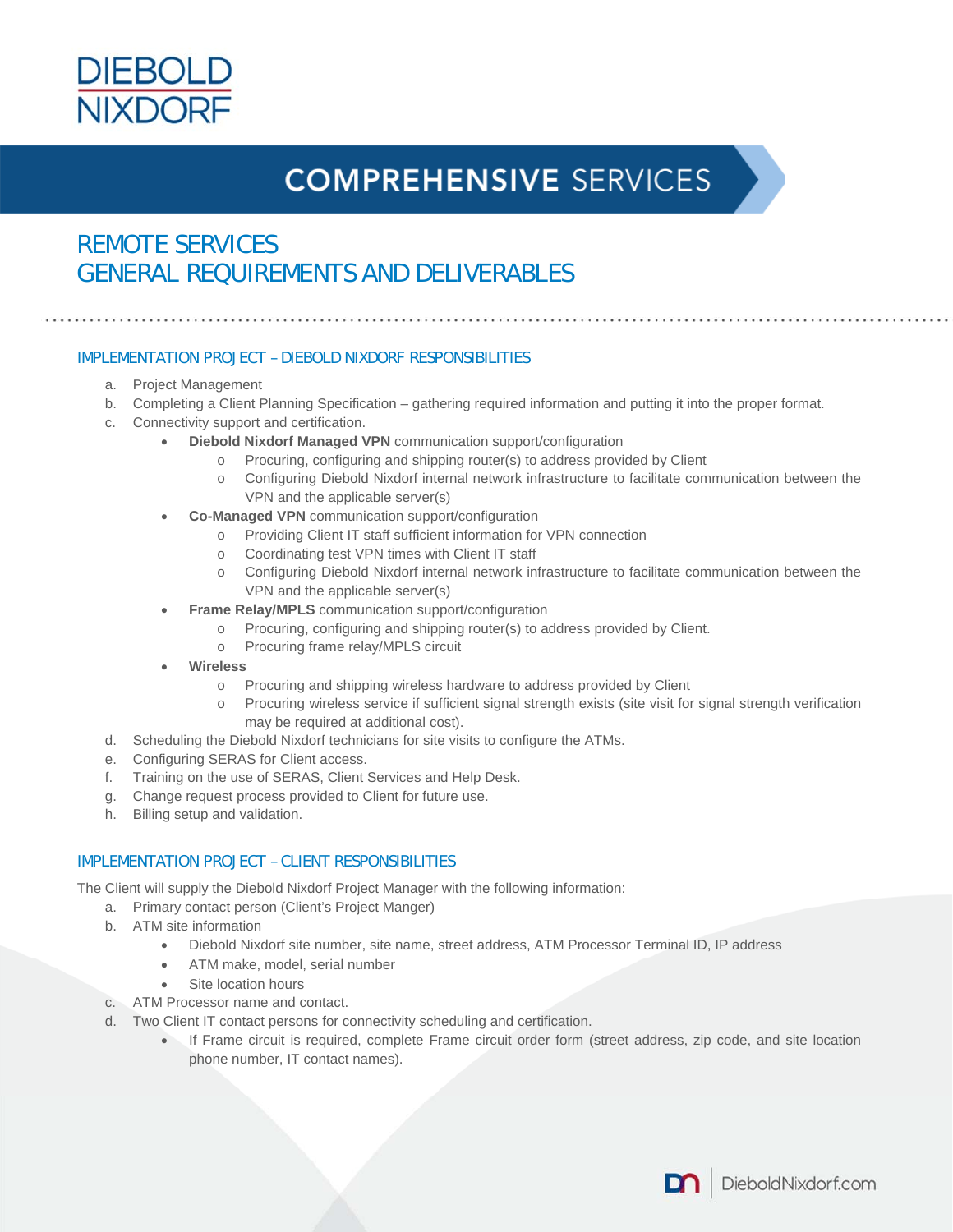DIEBOLD NIXDORF

# COMPREHENSIVE SERVICES

## REMOTE SERVICES
## GENERAL REQUIREMENTS AND DELIVERABLES

### IMPLEMENTATION PROJECT – DIEBOLD NIXDORF RESPONSIBILITIES

a. Project Management
b. Completing a Client Planning Specification – gathering required information and putting it into the proper format.
c. Connectivity support and certification.
   - **Diebold Nixdorf Managed VPN** communication support/configuration
     - Procuring, configuring and shipping router(s) to address provided by Client
     - Configuring Diebold Nixdorf internal network infrastructure to facilitate communication between the VPN and the applicable server(s)
   - **Co-Managed VPN** communication support/configuration
     - Providing Client IT staff sufficient information for VPN connection
     - Coordinating test VPN times with Client IT staff
     - Configuring Diebold Nixdorf internal network infrastructure to facilitate communication between the VPN and the applicable server(s)
   - **Frame Relay/MPLS** communication support/configuration
     - Procuring, configuring and shipping router(s) to address provided by Client.
     - Procuring frame relay/MPLS circuit
   - **Wireless**
     - Procuring and shipping wireless hardware to address provided by Client
     - Procuring wireless service if sufficient signal strength exists (site visit for signal strength verification may be required at additional cost).

d. Scheduling the Diebold Nixdorf technicians for site visits to configure the ATMs.
e. Configuring SERAS for Client access.
f. Training on the use of SERAS, Client Services and Help Desk.
g. Change request process provided to Client for future use.
h. Billing setup and validation.

### IMPLEMENTATION PROJECT – CLIENT RESPONSIBILITIES

The Client will supply the Diebold Nixdorf Project Manager with the following information:

a. Primary contact person (Client's Project Manger)
b. ATM site information
   - Diebold Nixdorf site number, site name, street address, ATM Processor Terminal ID, IP address
   - ATM make, model, serial number
   - Site location hours

c. ATM Processor name and contact.
d. Two Client IT contact persons for connectivity scheduling and certification.
   - If Frame circuit is required, complete Frame circuit order form (street address, zip code, and site location phone number, IT contact names).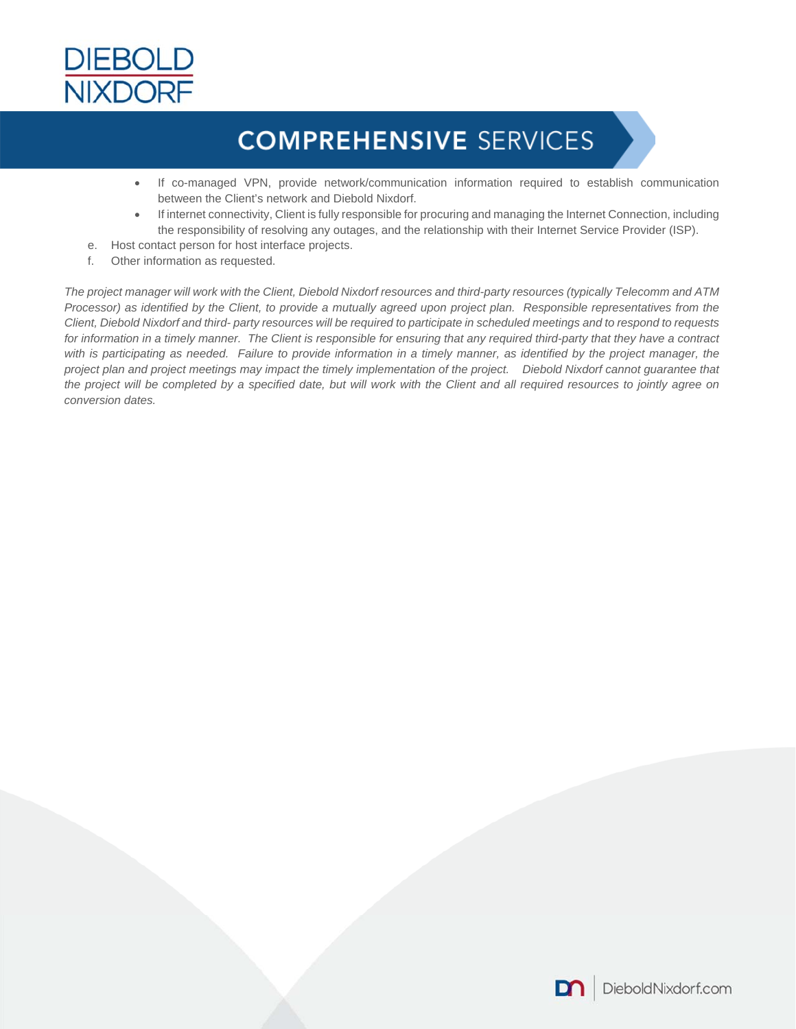- If co-managed VPN, provide network/communication information required to establish communication between the Client's network and Diebold Nixdorf.
- If internet connectivity, Client is fully responsible for procuring and managing the Internet Connection, including the responsibility of resolving any outages, and the relationship with their Internet Service Provider (ISP).

e. Host contact person for host interface projects.

f. Other information as requested.

*The project manager will work with the Client, Diebold Nixdorf resources and third-party resources (typically Telecomm and ATM Processor) as identified by the Client, to provide a mutually agreed upon project plan. Responsible representatives from the Client, Diebold Nixdorf and third- party resources will be required to participate in scheduled meetings and to respond to requests for information in a timely manner. The Client is responsible for ensuring that any required third-party that they have a contract with is participating as needed. Failure to provide information in a timely manner, as identified by the project manager, the project plan and project meetings may impact the timely implementation of the project. Diebold Nixdorf cannot guarantee that the project will be completed by a specified date, but will work with the Client and all required resources to jointly agree on conversion dates.*